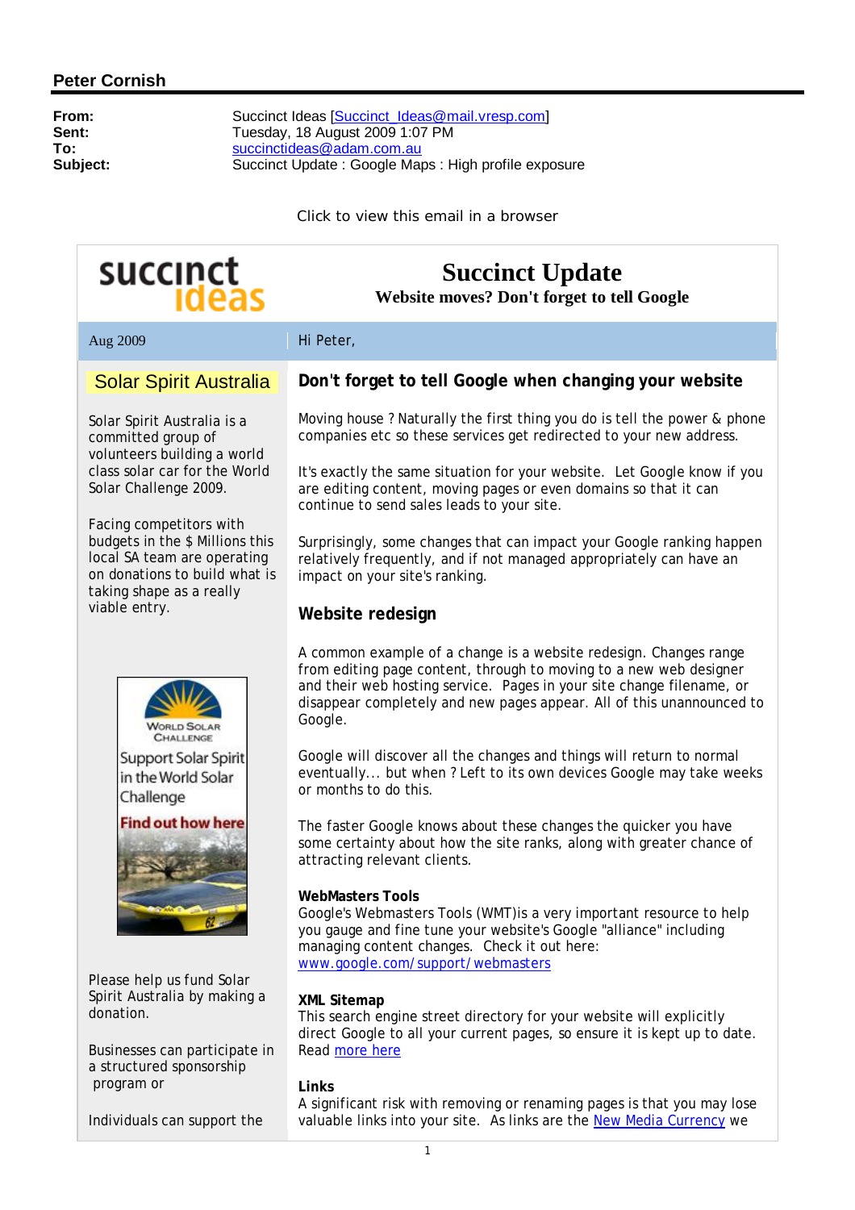## Peter Cornish

**From:** Succinct Ideas [Succinct_Ideas@mail.vresp.com]
**Sent:** Tuesday, 18 August 2009 1:07 PM
**To:** succinctideas@adam.com.au
**Subject:** Succinct Update : Google Maps : High profile exposure

Click to view this email in a browser

succinct ideas

# Succinct Update

**Website moves? Don't forget to tell Google**

Aug 2009

Hi Peter,

## Don't forget to tell Google when changing your website

Moving house ? Naturally the first thing you do is tell the power & phone companies etc so these services get redirected to your new address.

It's exactly the same situation for your website. Let Google know if you are editing content, moving pages or even domains so that it can continue to send sales leads to your site.

Surprisingly, some changes that can impact your Google ranking happen relatively frequently, and if not managed appropriately can have an impact on your site's ranking.

### Website redesign

A common example of a change is a website redesign. Changes range from editing page content, through to moving to a new web designer and their web hosting service. Pages in your site change filename, or disappear completely and new pages appear. All of this unannounced to Google.

Google will discover all the changes and things will return to normal eventually... but when ? Left to its own devices Google may take weeks or months to do this.

The faster Google knows about these changes the quicker you have some certainty about how the site ranks, along with greater chance of attracting relevant clients.

**WebMasters Tools**
Google's Webmasters Tools (WMT)is a very important resource to help you gauge and fine tune your website's Google "alliance" including managing content changes. Check it out here: www.google.com/support/webmasters

**XML Sitemap**
This search engine street directory for your website will explicitly direct Google to all your current pages, so ensure it is kept up to date. Read more here

**Links**
A significant risk with removing or renaming pages is that you may lose valuable links into your site. As links are the New Media Currency we

## Solar Spirit Australia

Solar Spirit Australia is a committed group of volunteers building a world class solar car for the World Solar Challenge 2009.

Facing competitors with budgets in the $ Millions this local SA team are operating on donations to build what is taking shape as a really viable entry.

World Solar Challenge
Support Solar Spirit in the World Solar Challenge
Find out how here

Please help us fund Solar Spirit Australia by making a donation.

Businesses can participate in a structured sponsorship program or

Individuals can support the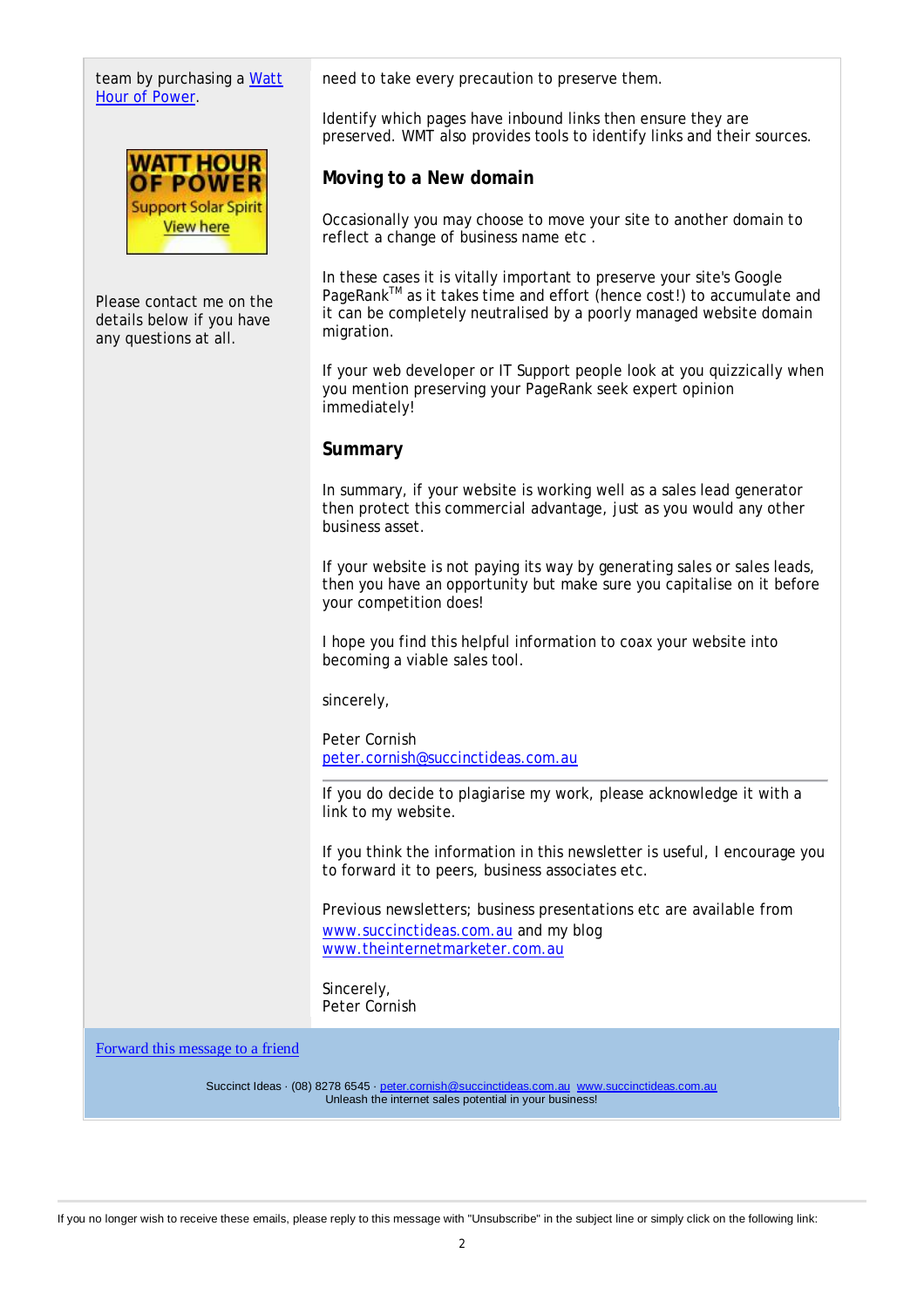team by purchasing a Watt Hour of Power.

WATT HOUR OF POWER
Support Solar Spirit
View here

Please contact me on the details below if you have any questions at all.

need to take every precaution to preserve them.

Identify which pages have inbound links then ensure they are preserved. WMT also provides tools to identify links and their sources.

## Moving to a New domain

Occasionally you may choose to move your site to another domain to reflect a change of business name etc .

In these cases it is vitally important to preserve your site's Google PageRank[TM] as it takes time and effort (hence cost!) to accumulate and it can be completely neutralised by a poorly managed website domain migration.

If your web developer or IT Support people look at you quizzically when you mention preserving your PageRank seek expert opinion immediately!

## Summary

In summary, if your website is working well as a sales lead generator then protect this commercial advantage, just as you would any other business asset.

If your website is not paying its way by generating sales or sales leads, then you have an opportunity but make sure you capitalise on it before your competition does!

I hope you find this helpful information to coax your website into becoming a viable sales tool.

sincerely,

Peter Cornish
peter.cornish@succinctideas.com.au

---

If you do decide to plagiarise my work, please acknowledge it with a link to my website.

If you think the information in this newsletter is useful, I encourage you to forward it to peers, business associates etc.

Previous newsletters; business presentations etc are available from www.succinctideas.com.au and my blog www.theinternetmarketer.com.au

Sincerely,
Peter Cornish

Forward this message to a friend

Succinct Ideas · (08) 8278 6545 · peter.cornish@succinctideas.com.au www.succinctideas.com.au
Unleash the internet sales potential in your business!

---

If you no longer wish to receive these emails, please reply to this message with "Unsubscribe" in the subject line or simply click on the following link: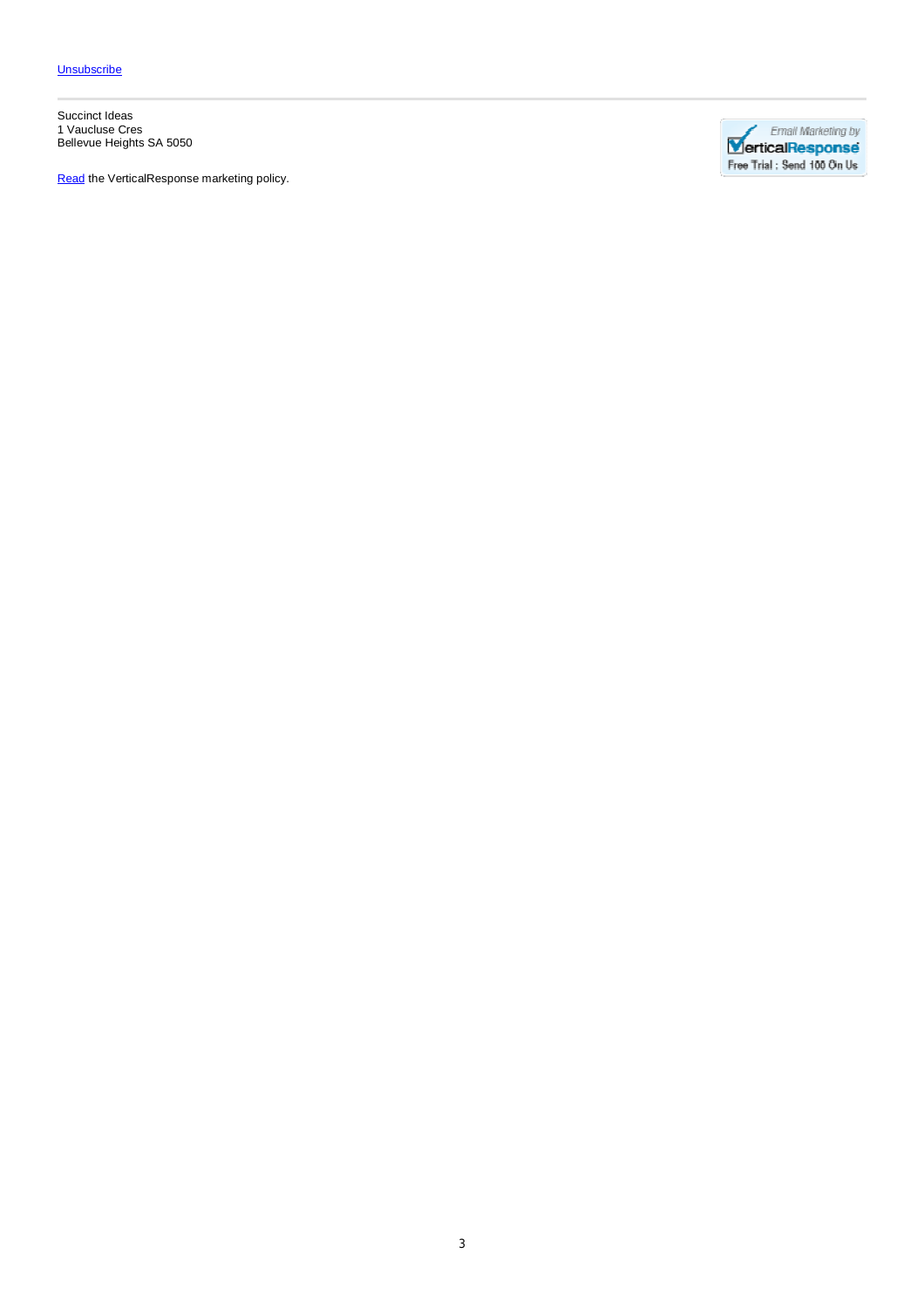Unsubscribe

---

Succinct Ideas
1 Vaucluse Cres
Bellevue Heights SA 5050

Read the VerticalResponse marketing policy.

Email Marketing by VerticalResponse
Free Trial : Send 100 On Us